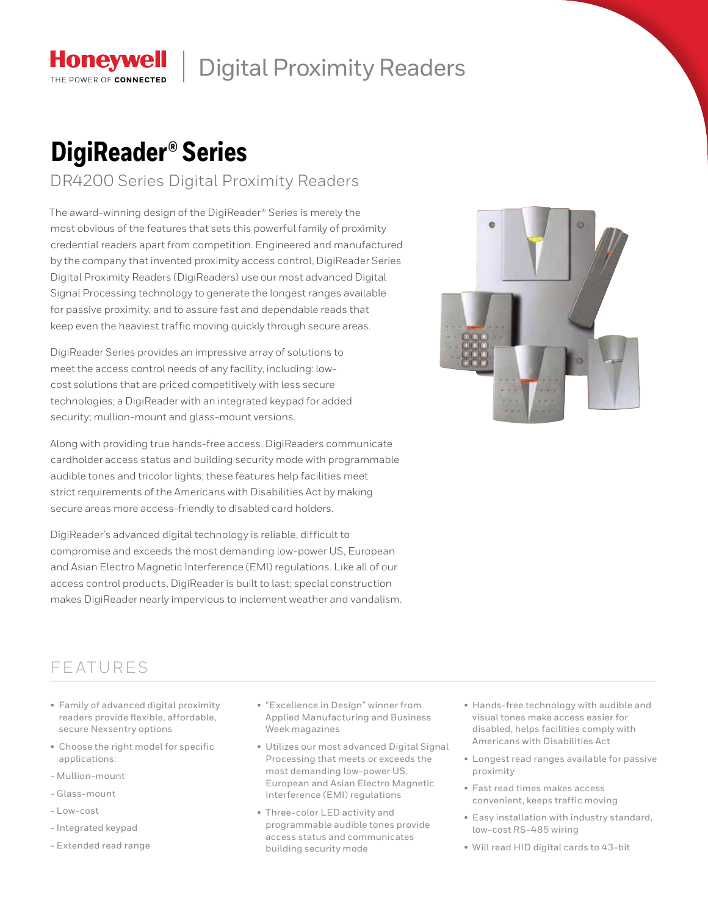Honeywell
THE POWER OF CONNECTED

Digital Proximity Readers

# DigiReader® Series

## DR4200 Series Digital Proximity Readers

The award-winning design of the DigiReader® Series is merely the most obvious of the features that sets this powerful family of proximity credential readers apart from competition. Engineered and manufactured by the company that invented proximity access control, DigiReader Series Digital Proximity Readers (DigiReaders) use our most advanced Digital Signal Processing technology to generate the longest ranges available for passive proximity, and to assure fast and dependable reads that keep even the heaviest traffic moving quickly through secure areas.

DigiReader Series provides an impressive array of solutions to meet the access control needs of any facility, including: low-cost solutions that are priced competitively with less secure technologies; a DigiReader with an integrated keypad for added security; mullion-mount and glass-mount versions.

Along with providing true hands-free access, DigiReaders communicate cardholder access status and building security mode with programmable audible tones and tricolor lights; these features help facilities meet strict requirements of the Americans with Disabilities Act by making secure areas more access-friendly to disabled card holders.

DigiReader's advanced digital technology is reliable, difficult to compromise and exceeds the most demanding low-power US, European and Asian Electro Magnetic Interference (EMI) regulations. Like all of our access control products, DigiReader is built to last; special construction makes DigiReader nearly impervious to inclement weather and vandalism.

## FEATURES

- Family of advanced digital proximity readers provide flexible, affordable, secure Nexsentry options
- Choose the right model for specific applications:
  - Mullion-mount
  - Glass-mount
  - Low-cost
  - Integrated keypad
  - Extended read range
- "Excellence in Design" winner from Applied Manufacturing and Business Week magazines
- Utilizes our most advanced Digital Signal Processing that meets or exceeds the most demanding low-power US, European and Asian Electro Magnetic Interference (EMI) regulations
- Three-color LED activity and programmable audible tones provide access status and communicates building security mode
- Hands-free technology with audible and visual tones make access easier for disabled, helps facilities comply with Americans with Disabilities Act
- Longest read ranges available for passive proximity
- Fast read times makes access convenient, keeps traffic moving
- Easy installation with industry standard, low-cost RS-485 wiring
- Will read HID digital cards to 43-bit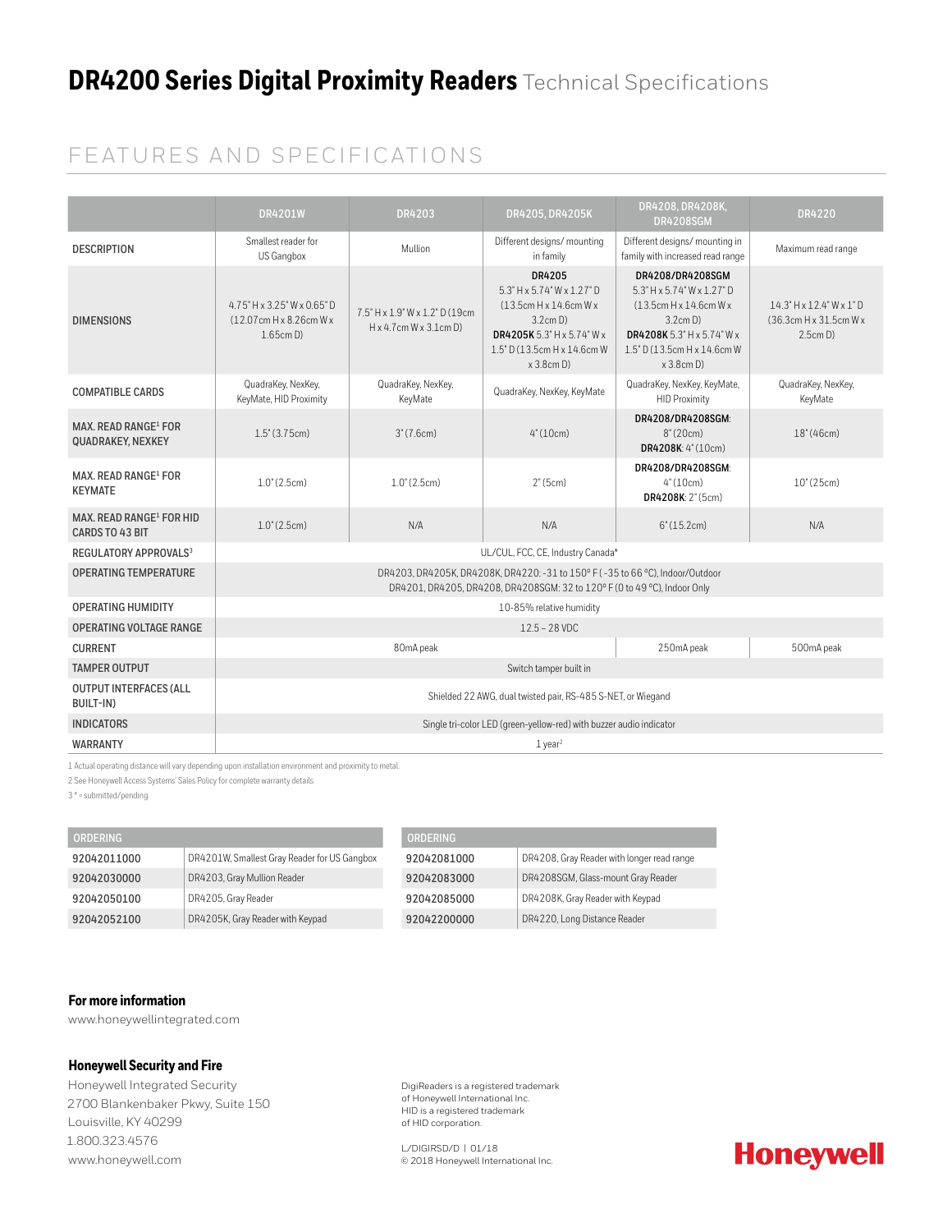# DR4200 Series Digital Proximity Readers Technical Specifications

## FEATURES AND SPECIFICATIONS

| | DR4201W | DR4203 | DR4205, DR4205K | DR4208, DR4208K, DR4208SGM | DR4220 |
|---|---|---|---|---|---|
| **DESCRIPTION** | Smallest reader for US Gangbox | Mullion | Different designs/ mounting in family | Different designs/ mounting in family with increased read range | Maximum read range |
| **DIMENSIONS** | 4.75" H x 3.25" W x 0.65" D (12.07cm H x 8.26cm W x 1.65cm D) | 7.5" H x 1.9" W x 1.2" D (19cm H x 4.7cm W x 3.1cm D) | **DR4205** 5.3" H x 5.74" W x 1.27" D (13.5cm H x 14.6cm W x 3.2cm D) **DR4205K** 5.3" H x 5.74" W x 1.5" D (13.5cm H x 14.6cm W x 3.8cm D) | **DR4208/DR4208SGM** 5.3" H x 5.74" W x 1.27" D (13.5cm H x 14.6cm W x 3.2cm D) **DR4208K** 5.3" H x 5.74" W x 1.5" D (13.5cm H x 14.6cm W x 3.8cm D) | 14.3" H x 12.4" W x 1" D (36.3cm H x 31.5cm W x 2.5cm D) |
| **COMPATIBLE CARDS** | QuadraKey, NexKey, KeyMate, HID Proximity | QuadraKey, NexKey, KeyMate | QuadraKey, NexKey, KeyMate | QuadraKey, NexKey, KeyMate, HID Proximity | QuadraKey, NexKey, KeyMate |
| **MAX. READ RANGE[1] FOR QUADRAKEY, NEXKEY** | 1.5" (3.75cm) | 3" (7.6cm) | 4" (10cm) | **DR4208/DR4208SGM**: 8" (20cm) **DR4208K**: 4" (10cm) | 18" (46cm) |
| **MAX. READ RANGE[1] FOR KEYMATE** | 1.0" (2.5cm) | 1.0" (2.5cm) | 2" (5cm) | **DR4208/DR4208SGM**: 4" (10cm) **DR4208K**: 2" (5cm) | 10" (25cm) |
| **MAX. READ RANGE[1] FOR HID CARDS TO 43 BIT** | 1.0" (2.5cm) | N/A | N/A | 6" (15.2cm) | N/A |
| **REGULATORY APPROVALS[3]** | UL/CUL, FCC, CE, Industry Canada* | | | | |
| **OPERATING TEMPERATURE** | DR4203, DR4205K, DR4208K, DR4220: -31 to 150° F (-35 to 66 °C), Indoor/Outdoor<br>DR4201, DR4205, DR4208, DR4208SGM: 32 to 120° F (0 to 49 °C), Indoor Only | | | | |
| **OPERATING HUMIDITY** | 10-85% relative humidity | | | | |
| **OPERATING VOLTAGE RANGE** | 12.5 – 28 VDC | | | | |
| **CURRENT** | 80mA peak | | | 250mA peak | 500mA peak |
| **TAMPER OUTPUT** | Switch tamper built in | | | | |
| **OUTPUT INTERFACES (ALL BUILT-IN)** | Shielded 22 AWG, dual twisted pair, RS-485 S-NET, or Wiegand | | | | |
| **INDICATORS** | Single tri-color LED (green-yellow-red) with buzzer audio indicator | | | | |
| **WARRANTY** | 1 year[2] | | | | |

1 Actual operating distance will vary depending upon installation environment and proximity to metal.

2 See Honeywell Access Systems' Sales Policy for complete warranty details.

3 * = submitted/pending.

| ORDERING | |
|---|---|
| 92042011000 | DR4201W, Smallest Gray Reader for US Gangbox |
| 92042030000 | DR4203, Gray Mullion Reader |
| 92042050100 | DR4205, Gray Reader |
| 92042052100 | DR4205K, Gray Reader with Keypad |

| ORDERING | |
|---|---|
| 92042081000 | DR4208, Gray Reader with longer read range |
| 92042083000 | DR4208SGM, Glass-mount Gray Reader |
| 92042085000 | DR4208K, Gray Reader with Keypad |
| 92042200000 | DR4220, Long Distance Reader |

**For more information**

www.honeywellintegrated.com

**Honeywell Security and Fire**

Honeywell Integrated Security
2700 Blankenbaker Pkwy, Suite 150
Louisville, KY 40299
1.800.323.4576
www.honeywell.com

DigiReaders is a registered trademark of Honeywell International Inc.
HID is a registered trademark of HID corporation.

L/DIGIRSD/D | 01/18
© 2018 Honeywell International Inc.

Honeywell